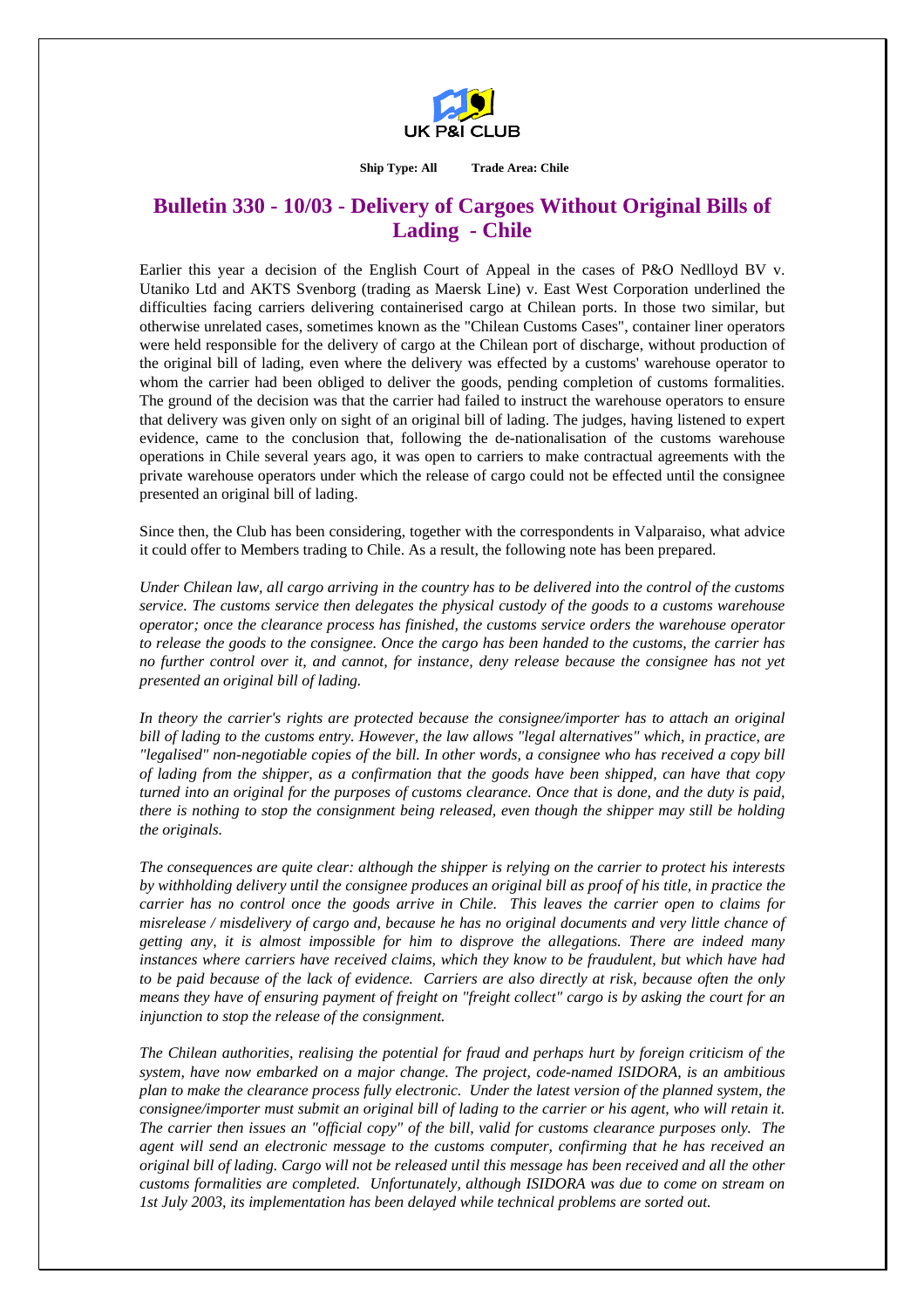UK P&I CLUB

**Ship Type: All     Trade Area: Chile**

# Bulletin 330 - 10/03 - Delivery of Cargoes Without Original Bills of Lading - Chile

Earlier this year a decision of the English Court of Appeal in the cases of P&O Nedlloyd BV v. Utaniko Ltd and AKTS Svenborg (trading as Maersk Line) v. East West Corporation underlined the difficulties facing carriers delivering containerised cargo at Chilean ports. In those two similar, but otherwise unrelated cases, sometimes known as the "Chilean Customs Cases", container liner operators were held responsible for the delivery of cargo at the Chilean port of discharge, without production of the original bill of lading, even where the delivery was effected by a customs' warehouse operator to whom the carrier had been obliged to deliver the goods, pending completion of customs formalities. The ground of the decision was that the carrier had failed to instruct the warehouse operators to ensure that delivery was given only on sight of an original bill of lading. The judges, having listened to expert evidence, came to the conclusion that, following the de-nationalisation of the customs warehouse operations in Chile several years ago, it was open to carriers to make contractual agreements with the private warehouse operators under which the release of cargo could not be effected until the consignee presented an original bill of lading.

Since then, the Club has been considering, together with the correspondents in Valparaiso, what advice it could offer to Members trading to Chile. As a result, the following note has been prepared.

*Under Chilean law, all cargo arriving in the country has to be delivered into the control of the customs service. The customs service then delegates the physical custody of the goods to a customs warehouse operator; once the clearance process has finished, the customs service orders the warehouse operator to release the goods to the consignee. Once the cargo has been handed to the customs, the carrier has no further control over it, and cannot, for instance, deny release because the consignee has not yet presented an original bill of lading.*

*In theory the carrier's rights are protected because the consignee/importer has to attach an original bill of lading to the customs entry. However, the law allows "legal alternatives" which, in practice, are "legalised" non-negotiable copies of the bill. In other words, a consignee who has received a copy bill of lading from the shipper, as a confirmation that the goods have been shipped, can have that copy turned into an original for the purposes of customs clearance. Once that is done, and the duty is paid, there is nothing to stop the consignment being released, even though the shipper may still be holding the originals.*

*The consequences are quite clear: although the shipper is relying on the carrier to protect his interests by withholding delivery until the consignee produces an original bill as proof of his title, in practice the carrier has no control once the goods arrive in Chile. This leaves the carrier open to claims for misrelease / misdelivery of cargo and, because he has no original documents and very little chance of getting any, it is almost impossible for him to disprove the allegations. There are indeed many instances where carriers have received claims, which they know to be fraudulent, but which have had to be paid because of the lack of evidence. Carriers are also directly at risk, because often the only means they have of ensuring payment of freight on "freight collect" cargo is by asking the court for an injunction to stop the release of the consignment.*

*The Chilean authorities, realising the potential for fraud and perhaps hurt by foreign criticism of the system, have now embarked on a major change. The project, code-named ISIDORA, is an ambitious plan to make the clearance process fully electronic. Under the latest version of the planned system, the consignee/importer must submit an original bill of lading to the carrier or his agent, who will retain it. The carrier then issues an "official copy" of the bill, valid for customs clearance purposes only. The agent will send an electronic message to the customs computer, confirming that he has received an original bill of lading. Cargo will not be released until this message has been received and all the other customs formalities are completed. Unfortunately, although ISIDORA was due to come on stream on 1st July 2003, its implementation has been delayed while technical problems are sorted out.*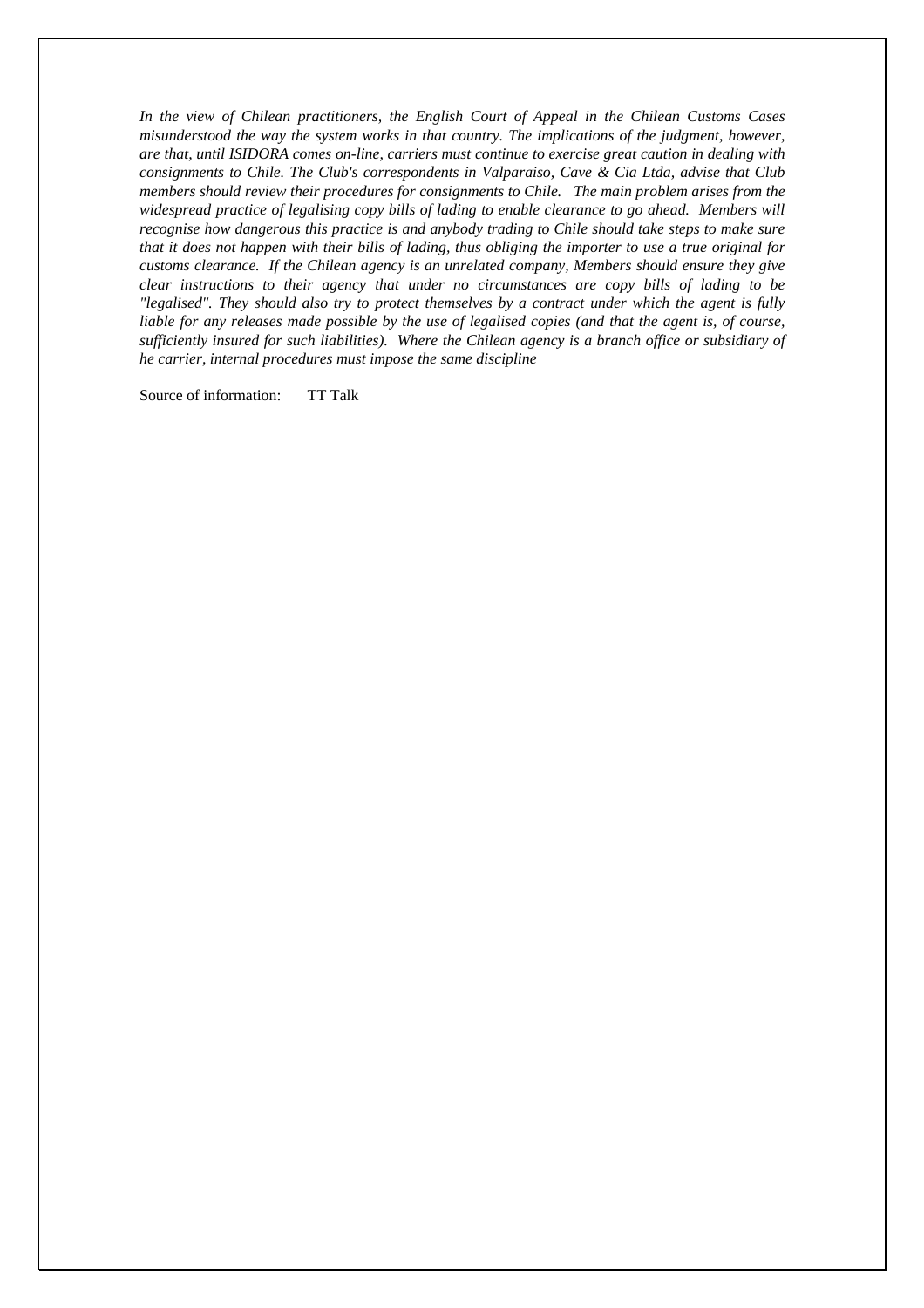*In the view of Chilean practitioners, the English Court of Appeal in the Chilean Customs Cases misunderstood the way the system works in that country. The implications of the judgment, however, are that, until ISIDORA comes on-line, carriers must continue to exercise great caution in dealing with consignments to Chile. The Club's correspondents in Valparaiso, Cave & Cia Ltda, advise that Club members should review their procedures for consignments to Chile. The main problem arises from the widespread practice of legalising copy bills of lading to enable clearance to go ahead. Members will recognise how dangerous this practice is and anybody trading to Chile should take steps to make sure that it does not happen with their bills of lading, thus obliging the importer to use a true original for customs clearance. If the Chilean agency is an unrelated company, Members should ensure they give clear instructions to their agency that under no circumstances are copy bills of lading to be "legalised". They should also try to protect themselves by a contract under which the agent is fully liable for any releases made possible by the use of legalised copies (and that the agent is, of course, sufficiently insured for such liabilities). Where the Chilean agency is a branch office or subsidiary of he carrier, internal procedures must impose the same discipline*

Source of information: TT Talk